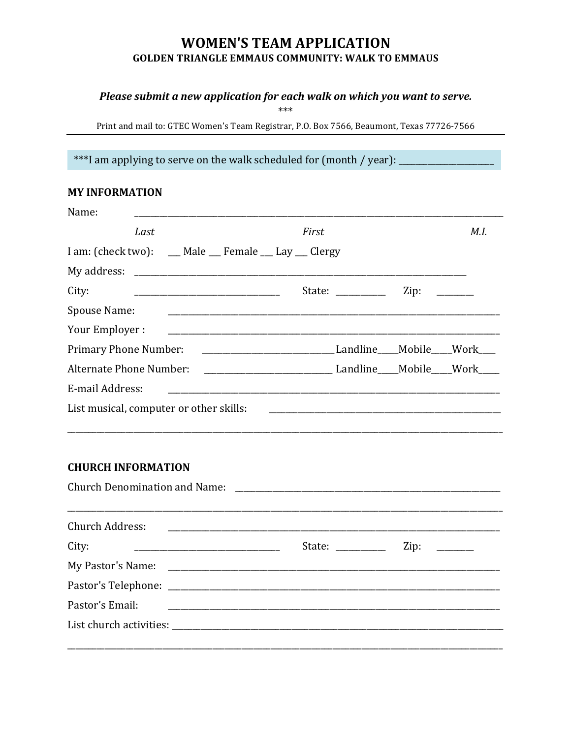# WOMEN'S TEAM APPLICATION

## GOLDEN TRIANGLE EMMAUS COMMUNITY: WALK TO EMMAUS

***Please submit a new application for each walk on which you want to serve.***

***

Print and mail to: GTEC Women's Team Registrar, P.O. Box 7566, Beaumont, Texas 77726-7566

---

***I am applying to serve on the walk scheduled for (month / year): ______________________

### MY INFORMATION

Name: ____________________________________________________________________________________

*Last* *First* *M.I.*

I am: (check two): ___ Male ___ Female ___ Lay ___ Clergy

My address: ______________________________________________________________________________

City: __________________________________ State: ___________ Zip: ________

Spouse Name: _____________________________________________________________________________

Your Employer : ___________________________________________________________________________

Primary Phone Number: ______________________________ Landline____Mobile____Work___

Alternate Phone Number: _____________________________ Landline____Mobile____Work____

E-mail Address: ___________________________________________________________________________

List musical, computer or other skills: ______________________________________________________

__________________________________________________________________________________________

### CHURCH INFORMATION

Church Denomination and Name: ____________________________________________________________

__________________________________________________________________________________________

Church Address: ___________________________________________________________________________

City: __________________________________ State: ___________ Zip: ________

My Pastor's Name: _________________________________________________________________________

Pastor's Telephone: ________________________________________________________________________

Pastor's Email: ____________________________________________________________________________

List church activities: ______________________________________________________________________

__________________________________________________________________________________________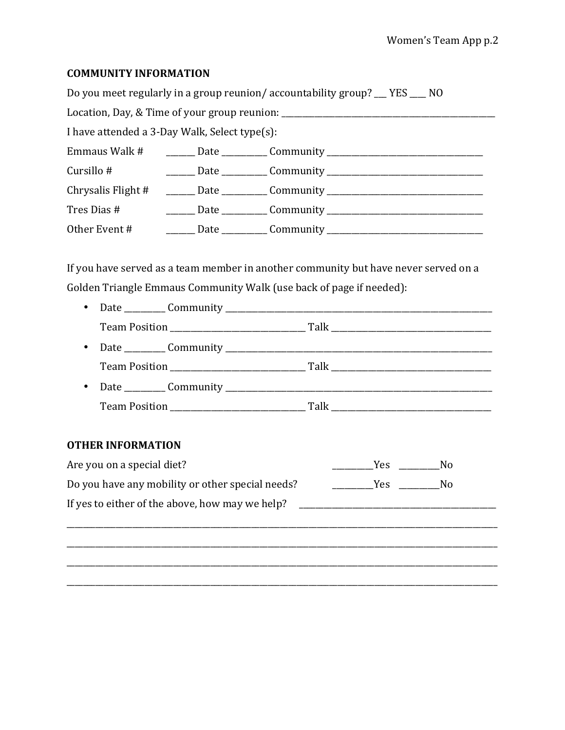## COMMUNITY INFORMATION

Do you meet regularly in a group reunion/ accountability group? ___ YES ____ NO

Location, Day, & Time of your group reunion: ____________________________________________

I have attended a 3-Day Walk, Select type(s):

Emmaus Walk # _______ Date __________ Community ______________________________

Cursillo # _______ Date __________ Community ______________________________

Chrysalis Flight # _______ Date __________ Community ______________________________

Tres Dias # _______ Date __________ Community ______________________________

Other Event # _______ Date __________ Community ______________________________

If you have served as a team member in another community but have never served on a Golden Triangle Emmaus Community Walk (use back of page if needed):

- Date _________ Community ____________________________________________
  Team Position ____________________ Talk ________________________
- Date _________ Community ____________________________________________
  Team Position ____________________ Talk ________________________
- Date _________ Community ____________________________________________
  Team Position ____________________ Talk ________________________

## OTHER INFORMATION

Are you on a special diet? _________Yes _________No

Do you have any mobility or other special needs? _________Yes _________No

If yes to either of the above, how may we help? ________________________________

______________________________________________________________________________

______________________________________________________________________________

______________________________________________________________________________

______________________________________________________________________________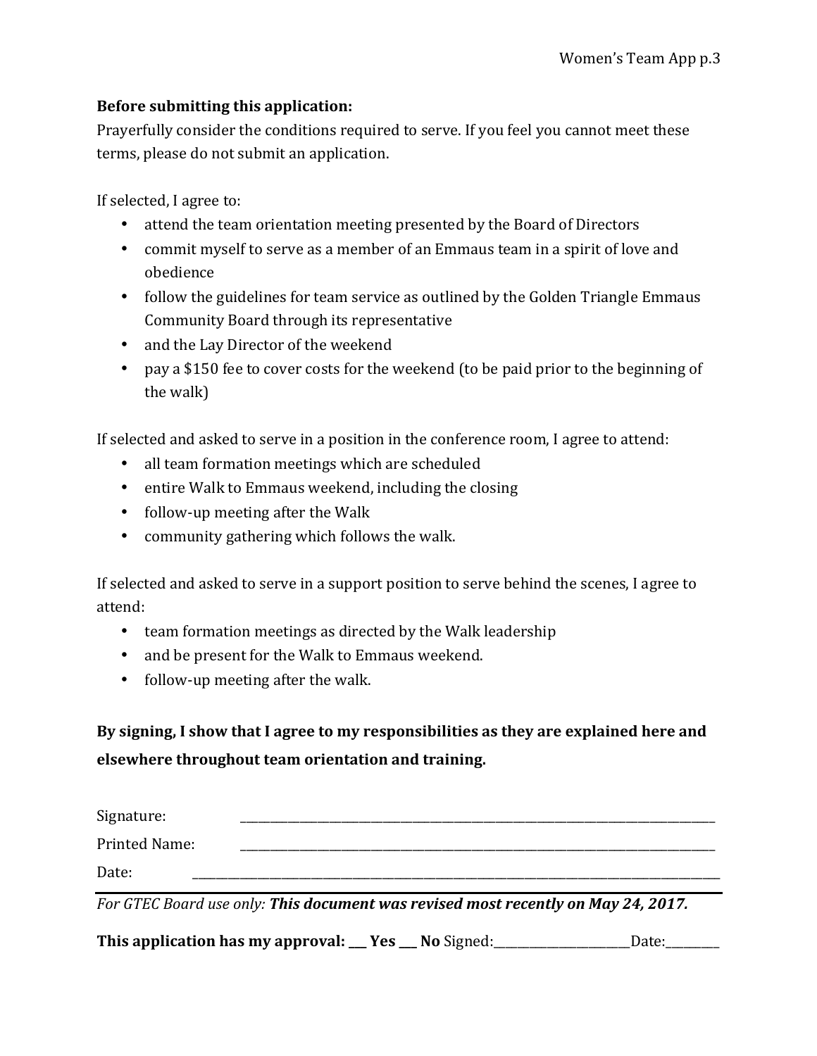**Before submitting this application:**
Prayerfully consider the conditions required to serve. If you feel you cannot meet these terms, please do not submit an application.

If selected, I agree to:

- attend the team orientation meeting presented by the Board of Directors
- commit myself to serve as a member of an Emmaus team in a spirit of love and obedience
- follow the guidelines for team service as outlined by the Golden Triangle Emmaus Community Board through its representative
- and the Lay Director of the weekend
- pay a $150 fee to cover costs for the weekend (to be paid prior to the beginning of the walk)

If selected and asked to serve in a position in the conference room, I agree to attend:

- all team formation meetings which are scheduled
- entire Walk to Emmaus weekend, including the closing
- follow-up meeting after the Walk
- community gathering which follows the walk.

If selected and asked to serve in a support position to serve behind the scenes, I agree to attend:

- team formation meetings as directed by the Walk leadership
- and be present for the Walk to Emmaus weekend.
- follow-up meeting after the walk.

**By signing, I show that I agree to my responsibilities as they are explained here and elsewhere throughout team orientation and training.**

Signature: ________________________________________________

Printed Name: ________________________________________________

Date: ________________________________________________

*For GTEC Board use only:* ***This document was revised most recently on May 24, 2017.***

**This application has my approval: ___ Yes ___ No** Signed:______________________Date:_________